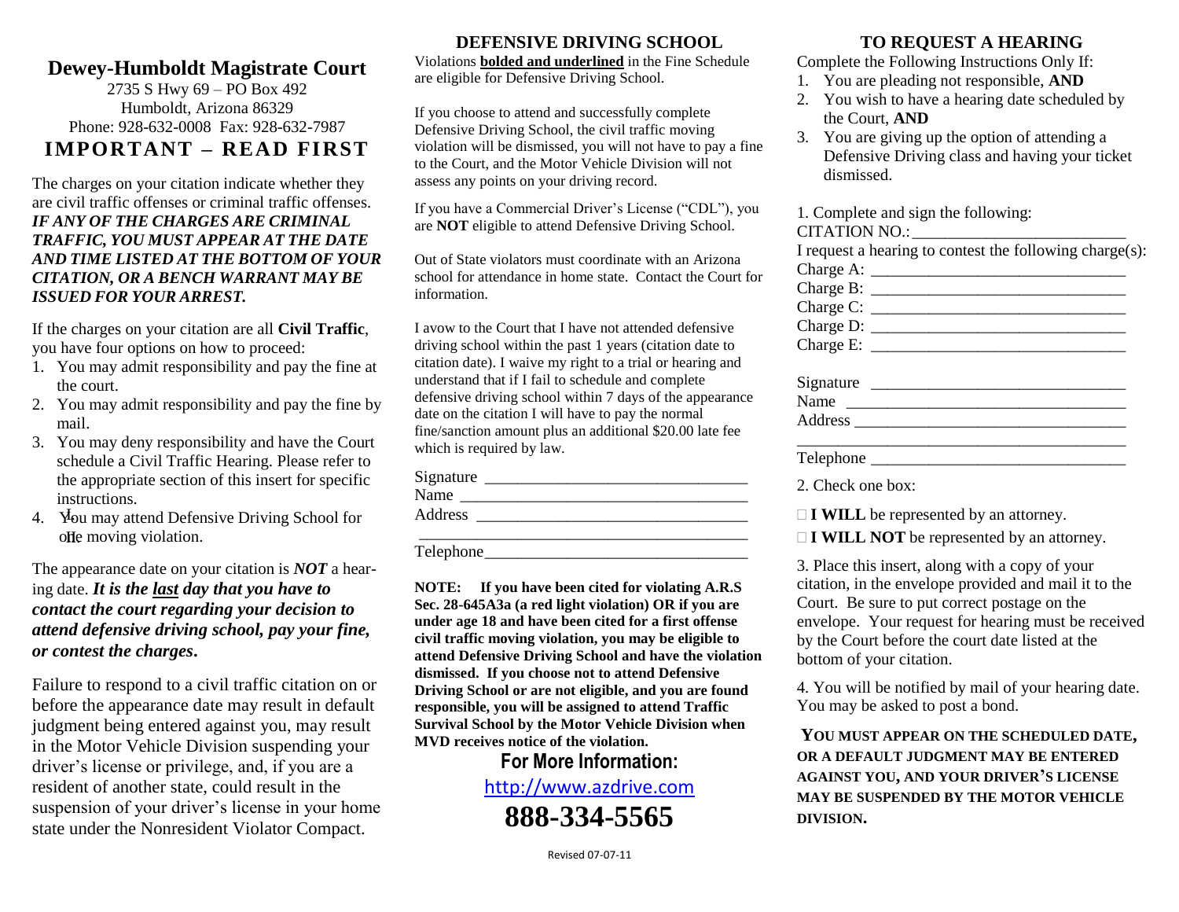# Dewey-Humboldt Magistrate Court

2735 S Hwy 69 – PO Box 492
Humboldt, Arizona 86329
Phone: 928-632-0008 Fax: 928-632-7987

## IMPORTANT – READ FIRST

The charges on your citation indicate whether they are civil traffic offenses or criminal traffic offenses. ***IF ANY OF THE CHARGES ARE CRIMINAL TRAFFIC, YOU MUST APPEAR AT THE DATE AND TIME LISTED AT THE BOTTOM OF YOUR CITATION, OR A BENCH WARRANT MAY BE ISSUED FOR YOUR ARREST.***

If the charges on your citation are all **Civil Traffic**, you have four options on how to proceed:

1. You may admit responsibility and pay the fine at the court.
2. You may admit responsibility and pay the fine by mail.
3. You may deny responsibility and have the Court schedule a Civil Traffic Hearing. Please refer to the appropriate section of this insert for specific instructions.
4. You may attend Defensive Driving School for one moving violation.

The appearance date on your citation is ***NOT*** a hearing date. ***It is the last day that you have to contact the court regarding your decision to attend defensive driving school, pay your fine, or contest the charges.***

Failure to respond to a civil traffic citation on or before the appearance date may result in default judgment being entered against you, may result in the Motor Vehicle Division suspending your driver's license or privilege, and, if you are a resident of another state, could result in the suspension of your driver's license in your home state under the Nonresident Violator Compact.

## DEFENSIVE DRIVING SCHOOL

Violations **bolded and underlined** in the Fine Schedule are eligible for Defensive Driving School.

If you choose to attend and successfully complete Defensive Driving School, the civil traffic moving violation will be dismissed, you will not have to pay a fine to the Court, and the Motor Vehicle Division will not assess any points on your driving record.

If you have a Commercial Driver's License ("CDL"), you are **NOT** eligible to attend Defensive Driving School.

Out of State violators must coordinate with an Arizona school for attendance in home state. Contact the Court for information.

I avow to the Court that I have not attended defensive driving school within the past 1 years (citation date to citation date). I waive my right to a trial or hearing and understand that if I fail to schedule and complete defensive driving school within 7 days of the appearance date on the citation I will have to pay the normal fine/sanction amount plus an additional $20.00 late fee which is required by law.

Signature ________________________________
Name ___________________________________
Address _________________________________
________________________________________
Telephone_______________________________

**NOTE: If you have been cited for violating A.R.S Sec. 28-645A3a (a red light violation) OR if you are under age 18 and have been cited for a first offense civil traffic moving violation, you may be eligible to attend Defensive Driving School and have the violation dismissed. If you choose not to attend Defensive Driving School or are not eligible, and you are found responsible, you will be assigned to attend Traffic Survival School by the Motor Vehicle Division when MVD receives notice of the violation.**

**For More Information:**

http://www.azdrive.com

**888-334-5565**

## TO REQUEST A HEARING

Complete the Following Instructions Only If:

1. You are pleading not responsible, **AND**
2. You wish to have a hearing date scheduled by the Court, **AND**
3. You are giving up the option of attending a Defensive Driving class and having your ticket dismissed.

1. Complete and sign the following:

CITATION NO.:_________________________

I request a hearing to contest the following charge(s):

Charge A: ______________________________
Charge B: ______________________________
Charge C: ______________________________
Charge D: ______________________________
Charge E: ______________________________

Signature ______________________________
Name __________________________________
Address ________________________________
______________________________________
Telephone ______________________________

2. Check one box:

☐ **I WILL** be represented by an attorney.

☐ **I WILL NOT** be represented by an attorney.

3. Place this insert, along with a copy of your citation, in the envelope provided and mail it to the Court. Be sure to put correct postage on the envelope. Your request for hearing must be received by the Court before the court date listed at the bottom of your citation.

4. You will be notified by mail of your hearing date. You may be asked to post a bond.

**YOU MUST APPEAR ON THE SCHEDULED DATE, OR A DEFAULT JUDGMENT MAY BE ENTERED AGAINST YOU, AND YOUR DRIVER'S LICENSE MAY BE SUSPENDED BY THE MOTOR VEHICLE DIVISION.**

Revised 07-07-11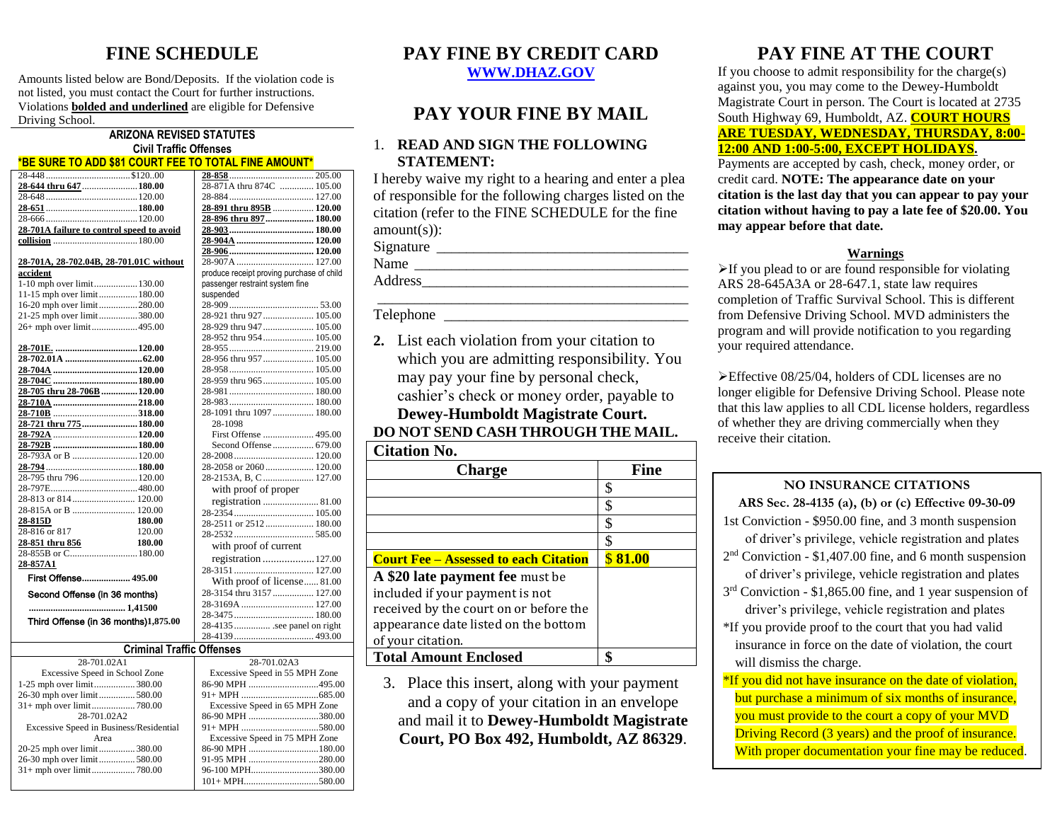# FINE SCHEDULE

Amounts listed below are Bond/Deposits. If the violation code is not listed, you must contact the Court for further instructions. Violations **bolded and underlined** are eligible for Defensive Driving School.

## ARIZONA REVISED STATUTES

### Civil Traffic Offenses

**\*BE SURE TO ADD $81 COURT FEE TO TOTAL FINE AMOUNT\***

| | |
|---|---|
| 28-448 ........ $120..00 | **28-858** ........ 205.00 |
| **28-644 thru 647** ........ **180.00** | 28-871A thru 874C ........ 105.00 |
| 28-648 ........ 120.00 | 28-884 ........ 127.00 |
| **28-651** ........ 180.00 | **28-891 thru 895B** ........ **120.00** |
| 28-666 ........ 120.00 | **28-896 thru 897** ........ **180.00** |
| **28-701A failure to control speed to avoid collision** ........ 180.00 | **28-903** ........ **180.00** |
| | **28-904A** ........ **120.00** |
| | **28-906** ........ **120.00** |
| **28-701A, 28-702.04B, 28-701.01C without accident** | 28-907A ........ 127.00 produce receipt proving purchase of child passenger restraint system fine suspended |
| 1-10 mph over limit ........ 130.00 | |
| 11-15 mph over limit ........ 180.00 | |
| 16-20 mph over limit ........ 280.00 | 28-909 ........ 53.00 |
| 21-25 mph over limit ........ 380.00 | 28-921 thru 927 ........ 105.00 |
| 26+ mph over limit ........ 495.00 | 28-929 thru 947 ........ 105.00 |
| | 28-952 thru 954 ........ 105.00 |
| **28-701E.** ........ **120.00** | 28-955 ........ 219.00 |
| **28-702.01A** ........ **62.00** | 28-956 thru 957 ........ 105.00 |
| **28-704A** ........ **120.00** | 28-958 ........ 105.00 |
| **28-704C** ........ **180.00** | 28-959 thru 965 ........ 105.00 |
| **28-705 thru 28-706B** ........ **120.00** | 28-981 ........ 180.00 |
| **28-710A** ........ **218.00** | 28-983 ........ 180.00 |
| **28-710B** ........ **318.00** | 28-1091 thru 1097 ........ 180.00 |
| **28-721 thru 775** ........ **180.00** | 28-1098 |
| **28-792A** ........ **120.00** | First Offense ........ 495.00 |
| **28-792B** ........ **180.00** | Second Offense ........ 679.00 |
| 28-793A or B ........ 120.00 | 28-2008 ........ 120.00 |
| **28-794** ........ **180.00** | 28-2058 or 2060 ........ 120.00 |
| 28-795 thru 796 ........ 120.00 | 28-2153A, B, C ........ 127.00 |
| 28-797E ........ 480.00 | with proof of proper |
| 28-813 or 814 ........ 120.00 | registration ........ 81.00 |
| 28-815A or B ........ 120.00 | 28-2354 ........ 105.00 |
| **28-815D** ........ **180.00** | 28-2511 or 2512 ........ 180.00 |
| 28-816 or 817 ........ 120.00 | 28-2532 ........ 585.00 |
| **28-851 thru 856** ........ **180.00** | with proof of current |
| 28-855B or C ........ 180.00 | registration ........ 127.00 |
| **28-857A1** | 28-3151 ........ 127.00 |
| First Offense ........ 495.00 | With proof of license ........ 81.00 |
| Second Offense (in 36 months) | 28-3154 thru 3157 ........ 127.00 |
| ........ 1,41500 | 28-3169A ........ 127.00 |
| Third Offense (in 36 months) 1,875.00 | 28-3475 ........ 180.00 |
| | 28-4135 ........ see panel on right |
| | 28-4139 ........ 493.00 |

### Criminal Traffic Offenses

| | |
|---|---|
| 28-701.02A1 | 28-701.02A3 |
| Excessive Speed in School Zone | Excessive Speed in 55 MPH Zone |
| 1-25 mph over limit ........ 380.00 | 86-90 MPH ........ 495.00 |
| 26-30 mph over limit ........ 580.00 | 91+ MPH ........ 685.00 |
| 31+ mph over limit ........ 780.00 | Excessive Speed in 65 MPH Zone |
| 28-701.02A2 | 86-90 MPH ........ 380.00 |
| Excessive Speed in Business/Residential Area | 91+ MPH ........ 580.00 |
| | Excessive Speed in 75 MPH Zone |
| 20-25 mph over limit ........ 380.00 | 86-90 MPH ........ 180.00 |
| 26-30 mph over limit ........ 580.00 | 91-95 MPH ........ 280.00 |
| 31+ mph over limit ........ 780.00 | 96-100 MPH ........ 380.00 |
| | 101+ MPH ........ 580.00 |

# PAY FINE BY CREDIT CARD

**WWW.DHAZ.GOV**

# PAY YOUR FINE BY MAIL

1. **READ AND SIGN THE FOLLOWING STATEMENT:**

I hereby waive my right to a hearing and enter a plea of responsible for the following charges listed on the citation (refer to the FINE SCHEDULE for the fine amount(s)):

Signature ___________________________________

Name _______________________________________

Address_____________________________________

____________________________________________

Telephone ___________________________________

2. List each violation from your citation to which you are admitting responsibility. You may pay your fine by personal check, cashier's check or money order, payable to **Dewey-Humboldt Magistrate Court.**

**DO NOT SEND CASH THROUGH THE MAIL.**

| **Citation No.** | |
|---|---|
| **Charge** | **Fine** |
| | $ |
| | $ |
| | $ |
| | $ |
| **Court Fee – Assessed to each Citation** | **$ 81.00** |
| **A $20 late payment fee** must be included if your payment is not received by the court on or before the appearance date listed on the bottom of your citation. | |
| **Total Amount Enclosed** | **$** |

3. Place this insert, along with your payment and a copy of your citation in an envelope and mail it to **Dewey-Humboldt Magistrate Court, PO Box 492, Humboldt, AZ 86329**.

# PAY FINE AT THE COURT

If you choose to admit responsibility for the charge(s) against you, you may come to the Dewey-Humboldt Magistrate Court in person. The Court is located at 2735 South Highway 69, Humboldt, AZ. **COURT HOURS ARE TUESDAY, WEDNESDAY, THURSDAY, 8:00-12:00 AND 1:00-5:00, EXCEPT HOLIDAYS.** Payments are accepted by cash, check, money order, or credit card. **NOTE: The appearance date on your citation is the last day that you can appear to pay your citation without having to pay a late fee of $20.00. You may appear before that date.**

**Warnings**

- If you plead to or are found responsible for violating ARS 28-645A3A or 28-647.1, state law requires completion of Traffic Survival School. This is different from Defensive Driving School. MVD administers the program and will provide notification to you regarding your required attendance.

- Effective 08/25/04, holders of CDL licenses are no longer eligible for Defensive Driving School. Please note that this law applies to all CDL license holders, regardless of whether they are driving commercially when they receive their citation.

**NO INSURANCE CITATIONS**

**ARS Sec. 28-4135 (a), (b) or (c) Effective 09-30-09**

1st Conviction - $950.00 fine, and 3 month suspension of driver's privilege, vehicle registration and plates

2nd Conviction - $1,407.00 fine, and 6 month suspension of driver's privilege, vehicle registration and plates

3rd Conviction - $1,865.00 fine, and 1 year suspension of driver's privilege, vehicle registration and plates

\*If you provide proof to the court that you had valid insurance in force on the date of violation, the court will dismiss the charge.

\*If you did not have insurance on the date of violation, but purchase a minimum of six months of insurance, you must provide to the court a copy of your MVD Driving Record (3 years) and the proof of insurance. With proper documentation your fine may be reduced.